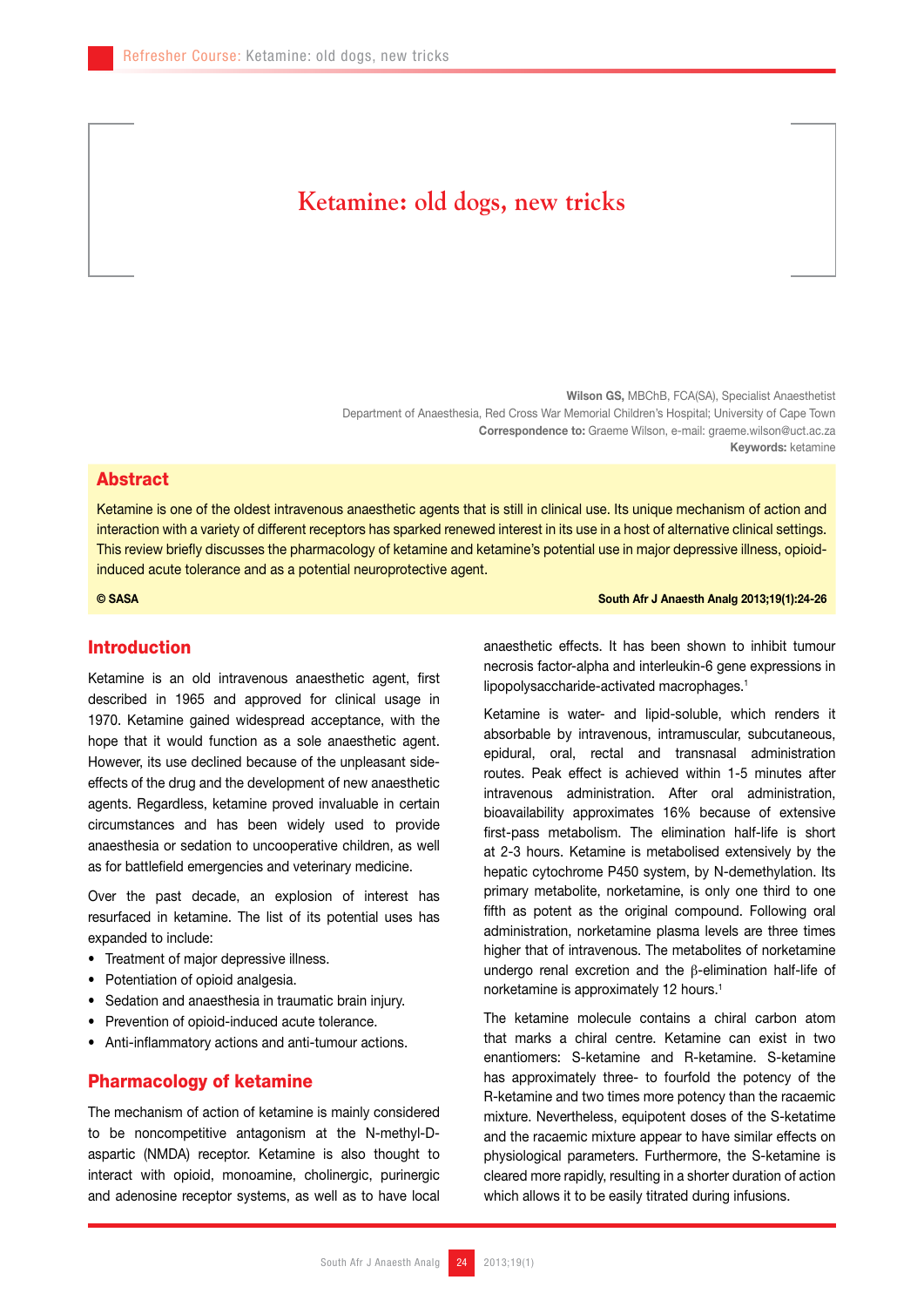# Ketamine: old dogs, new tricks

**Wilson GS,** MBChB, FCA(SA), Specialist Anaesthetist
Department of Anaesthesia, Red Cross War Memorial Children's Hospital; University of Cape Town
**Correspondence to:** Graeme Wilson, e-mail: graeme.wilson@uct.ac.za
**Keywords:** ketamine

## Abstract

Ketamine is one of the oldest intravenous anaesthetic agents that is still in clinical use. Its unique mechanism of action and interaction with a variety of different receptors has sparked renewed interest in its use in a host of alternative clinical settings. This review briefly discusses the pharmacology of ketamine and ketamine's potential use in major depressive illness, opioid-induced acute tolerance and as a potential neuroprotective agent.

**© SASA** **South Afr J Anaesth Analg 2013;19(1):24-26**

## Introduction

Ketamine is an old intravenous anaesthetic agent, first described in 1965 and approved for clinical usage in 1970. Ketamine gained widespread acceptance, with the hope that it would function as a sole anaesthetic agent. However, its use declined because of the unpleasant side-effects of the drug and the development of new anaesthetic agents. Regardless, ketamine proved invaluable in certain circumstances and has been widely used to provide anaesthesia or sedation to uncooperative children, as well as for battlefield emergencies and veterinary medicine.

Over the past decade, an explosion of interest has resurfaced in ketamine. The list of its potential uses has expanded to include:

- Treatment of major depressive illness.
- Potentiation of opioid analgesia.
- Sedation and anaesthesia in traumatic brain injury.
- Prevention of opioid-induced acute tolerance.
- Anti-inflammatory actions and anti-tumour actions.

## Pharmacology of ketamine

The mechanism of action of ketamine is mainly considered to be noncompetitive antagonism at the N-methyl-D-aspartic (NMDA) receptor. Ketamine is also thought to interact with opioid, monoamine, cholinergic, purinergic and adenosine receptor systems, as well as to have local anaesthetic effects. It has been shown to inhibit tumour necrosis factor-alpha and interleukin-6 gene expressions in lipopolysaccharide-activated macrophages.[1]

Ketamine is water- and lipid-soluble, which renders it absorbable by intravenous, intramuscular, subcutaneous, epidural, oral, rectal and transnasal administration routes. Peak effect is achieved within 1-5 minutes after intravenous administration. After oral administration, bioavailability approximates 16% because of extensive first-pass metabolism. The elimination half-life is short at 2-3 hours. Ketamine is metabolised extensively by the hepatic cytochrome P450 system, by N-demethylation. Its primary metabolite, norketamine, is only one third to one fifth as potent as the original compound. Following oral administration, norketamine plasma levels are three times higher that of intravenous. The metabolites of norketamine undergo renal excretion and the β-elimination half-life of norketamine is approximately 12 hours.[1]

The ketamine molecule contains a chiral carbon atom that marks a chiral centre. Ketamine can exist in two enantiomers: S-ketamine and R-ketamine. S-ketamine has approximately three- to fourfold the potency of the R-ketamine and two times more potency than the racaemic mixture. Nevertheless, equipotent doses of the S-ketatime and the racaemic mixture appear to have similar effects on physiological parameters. Furthermore, the S-ketamine is cleared more rapidly, resulting in a shorter duration of action which allows it to be easily titrated during infusions.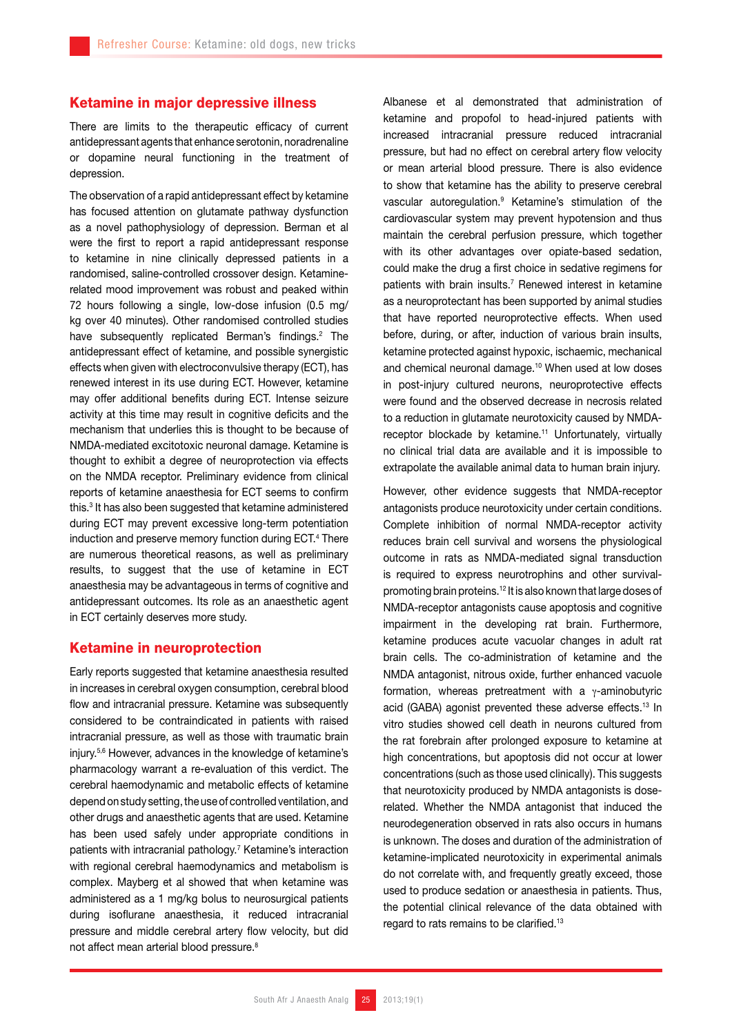## Ketamine in major depressive illness

There are limits to the therapeutic efficacy of current antidepressant agents that enhance serotonin, noradrenaline or dopamine neural functioning in the treatment of depression.

The observation of a rapid antidepressant effect by ketamine has focused attention on glutamate pathway dysfunction as a novel pathophysiology of depression. Berman et al were the first to report a rapid antidepressant response to ketamine in nine clinically depressed patients in a randomised, saline-controlled crossover design. Ketamine-related mood improvement was robust and peaked within 72 hours following a single, low-dose infusion (0.5 mg/kg over 40 minutes). Other randomised controlled studies have subsequently replicated Berman's findings.[2] The antidepressant effect of ketamine, and possible synergistic effects when given with electroconvulsive therapy (ECT), has renewed interest in its use during ECT. However, ketamine may offer additional benefits during ECT. Intense seizure activity at this time may result in cognitive deficits and the mechanism that underlies this is thought to be because of NMDA-mediated excitotoxic neuronal damage. Ketamine is thought to exhibit a degree of neuroprotection via effects on the NMDA receptor. Preliminary evidence from clinical reports of ketamine anaesthesia for ECT seems to confirm this.[3] It has also been suggested that ketamine administered during ECT may prevent excessive long-term potentiation induction and preserve memory function during ECT.[4] There are numerous theoretical reasons, as well as preliminary results, to suggest that the use of ketamine in ECT anaesthesia may be advantageous in terms of cognitive and antidepressant outcomes. Its role as an anaesthetic agent in ECT certainly deserves more study.

## Ketamine in neuroprotection

Early reports suggested that ketamine anaesthesia resulted in increases in cerebral oxygen consumption, cerebral blood flow and intracranial pressure. Ketamine was subsequently considered to be contraindicated in patients with raised intracranial pressure, as well as those with traumatic brain injury.[5,6] However, advances in the knowledge of ketamine's pharmacology warrant a re-evaluation of this verdict. The cerebral haemodynamic and metabolic effects of ketamine depend on study setting, the use of controlled ventilation, and other drugs and anaesthetic agents that are used. Ketamine has been used safely under appropriate conditions in patients with intracranial pathology.[7] Ketamine's interaction with regional cerebral haemodynamics and metabolism is complex. Mayberg et al showed that when ketamine was administered as a 1 mg/kg bolus to neurosurgical patients during isoflurane anaesthesia, it reduced intracranial pressure and middle cerebral artery flow velocity, but did not affect mean arterial blood pressure.[8]

Albanese et al demonstrated that administration of ketamine and propofol to head-injured patients with increased intracranial pressure reduced intracranial pressure, but had no effect on cerebral artery flow velocity or mean arterial blood pressure. There is also evidence to show that ketamine has the ability to preserve cerebral vascular autoregulation.[9] Ketamine's stimulation of the cardiovascular system may prevent hypotension and thus maintain the cerebral perfusion pressure, which together with its other advantages over opiate-based sedation, could make the drug a first choice in sedative regimens for patients with brain insults.[7] Renewed interest in ketamine as a neuroprotectant has been supported by animal studies that have reported neuroprotective effects. When used before, during, or after, induction of various brain insults, ketamine protected against hypoxic, ischaemic, mechanical and chemical neuronal damage.[10] When used at low doses in post-injury cultured neurons, neuroprotective effects were found and the observed decrease in necrosis related to a reduction in glutamate neurotoxicity caused by NMDA-receptor blockade by ketamine.[11] Unfortunately, virtually no clinical trial data are available and it is impossible to extrapolate the available animal data to human brain injury.

However, other evidence suggests that NMDA-receptor antagonists produce neurotoxicity under certain conditions. Complete inhibition of normal NMDA-receptor activity reduces brain cell survival and worsens the physiological outcome in rats as NMDA-mediated signal transduction is required to express neurotrophins and other survival-promoting brain proteins.[12] It is also known that large doses of NMDA-receptor antagonists cause apoptosis and cognitive impairment in the developing rat brain. Furthermore, ketamine produces acute vacuolar changes in adult rat brain cells. The co-administration of ketamine and the NMDA antagonist, nitrous oxide, further enhanced vacuole formation, whereas pretreatment with a $\gamma$-aminobutyric acid (GABA) agonist prevented these adverse effects.[13] In vitro studies showed cell death in neurons cultured from the rat forebrain after prolonged exposure to ketamine at high concentrations, but apoptosis did not occur at lower concentrations (such as those used clinically). This suggests that neurotoxicity produced by NMDA antagonists is dose-related. Whether the NMDA antagonist that induced the neurodegeneration observed in rats also occurs in humans is unknown. The doses and duration of the administration of ketamine-implicated neurotoxicity in experimental animals do not correlate with, and frequently greatly exceed, those used to produce sedation or anaesthesia in patients. Thus, the potential clinical relevance of the data obtained with regard to rats remains to be clarified.[13]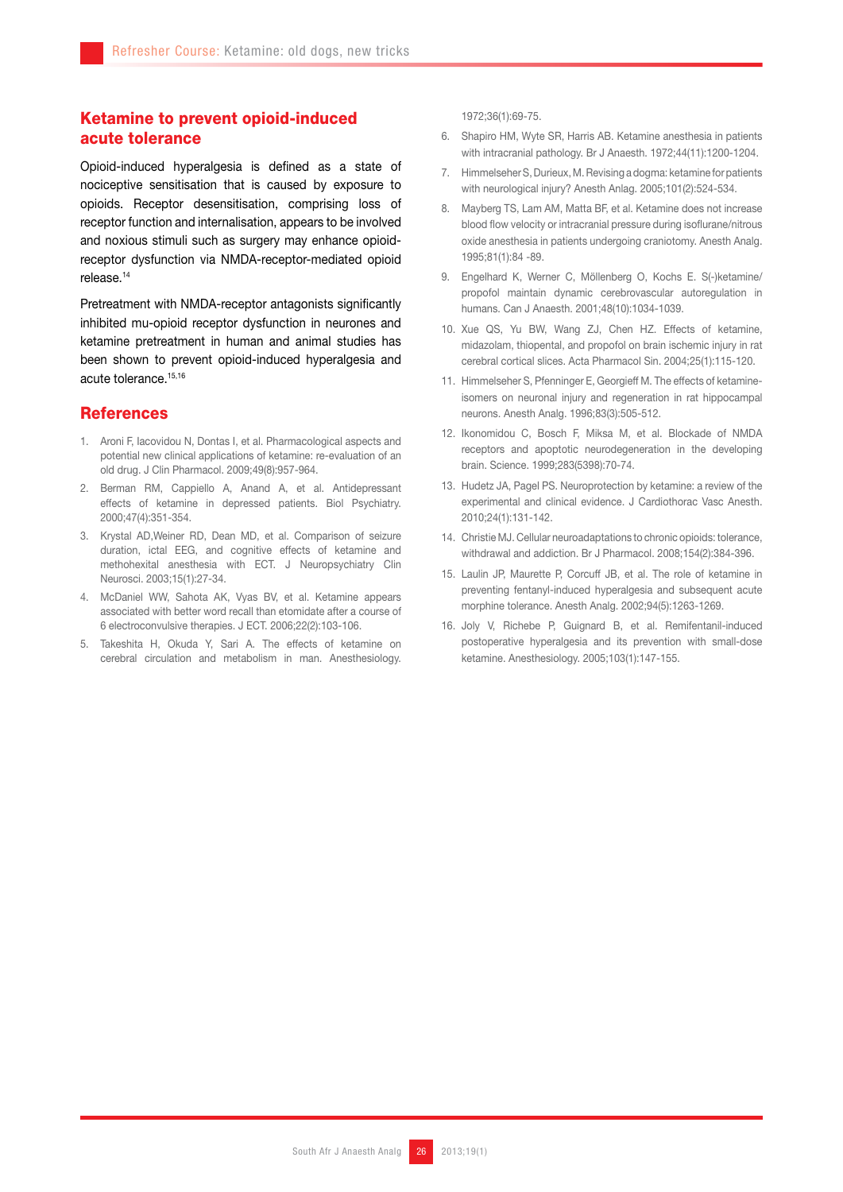## Ketamine to prevent opioid-induced acute tolerance

Opioid-induced hyperalgesia is defined as a state of nociceptive sensitisation that is caused by exposure to opioids. Receptor desensitisation, comprising loss of receptor function and internalisation, appears to be involved and noxious stimuli such as surgery may enhance opioid-receptor dysfunction via NMDA-receptor-mediated opioid release.[14]

Pretreatment with NMDA-receptor antagonists significantly inhibited mu-opioid receptor dysfunction in neurones and ketamine pretreatment in human and animal studies has been shown to prevent opioid-induced hyperalgesia and acute tolerance.[15,16]

## References

1. Aroni F, Iacovidou N, Dontas I, et al. Pharmacological aspects and potential new clinical applications of ketamine: re-evaluation of an old drug. J Clin Pharmacol. 2009;49(8):957-964.
2. Berman RM, Cappiello A, Anand A, et al. Antidepressant effects of ketamine in depressed patients. Biol Psychiatry. 2000;47(4):351-354.
3. Krystal AD,Weiner RD, Dean MD, et al. Comparison of seizure duration, ictal EEG, and cognitive effects of ketamine and methohexital anesthesia with ECT. J Neuropsychiatry Clin Neurosci. 2003;15(1):27-34.
4. McDaniel WW, Sahota AK, Vyas BV, et al. Ketamine appears associated with better word recall than etomidate after a course of 6 electroconvulsive therapies. J ECT. 2006;22(2):103-106.
5. Takeshita H, Okuda Y, Sari A. The effects of ketamine on cerebral circulation and metabolism in man. Anesthesiology. 1972;36(1):69-75.
6. Shapiro HM, Wyte SR, Harris AB. Ketamine anesthesia in patients with intracranial pathology. Br J Anaesth. 1972;44(11):1200-1204.
7. Himmelseher S, Durieux, M. Revising a dogma: ketamine for patients with neurological injury? Anesth Anlag. 2005;101(2):524-534.
8. Mayberg TS, Lam AM, Matta BF, et al. Ketamine does not increase blood flow velocity or intracranial pressure during isoflurane/nitrous oxide anesthesia in patients undergoing craniotomy. Anesth Analg. 1995;81(1):84 -89.
9. Engelhard K, Werner C, Möllenberg O, Kochs E. S(-)ketamine/propofol maintain dynamic cerebrovascular autoregulation in humans. Can J Anaesth. 2001;48(10):1034-1039.
10. Xue QS, Yu BW, Wang ZJ, Chen HZ. Effects of ketamine, midazolam, thiopental, and propofol on brain ischemic injury in rat cerebral cortical slices. Acta Pharmacol Sin. 2004;25(1):115-120.
11. Himmelseher S, Pfenninger E, Georgieff M. The effects of ketamine-isomers on neuronal injury and regeneration in rat hippocampal neurons. Anesth Analg. 1996;83(3):505-512.
12. Ikonomidou C, Bosch F, Miksa M, et al. Blockade of NMDA receptors and apoptotic neurodegeneration in the developing brain. Science. 1999;283(5398):70-74.
13. Hudetz JA, Pagel PS. Neuroprotection by ketamine: a review of the experimental and clinical evidence. J Cardiothorac Vasc Anesth. 2010;24(1):131-142.
14. Christie MJ. Cellular neuroadaptations to chronic opioids: tolerance, withdrawal and addiction. Br J Pharmacol. 2008;154(2):384-396.
15. Laulin JP, Maurette P, Corcuff JB, et al. The role of ketamine in preventing fentanyl-induced hyperalgesia and subsequent acute morphine tolerance. Anesth Analg. 2002;94(5):1263-1269.
16. Joly V, Richebe P, Guignard B, et al. Remifentanil-induced postoperative hyperalgesia and its prevention with small-dose ketamine. Anesthesiology. 2005;103(1):147-155.